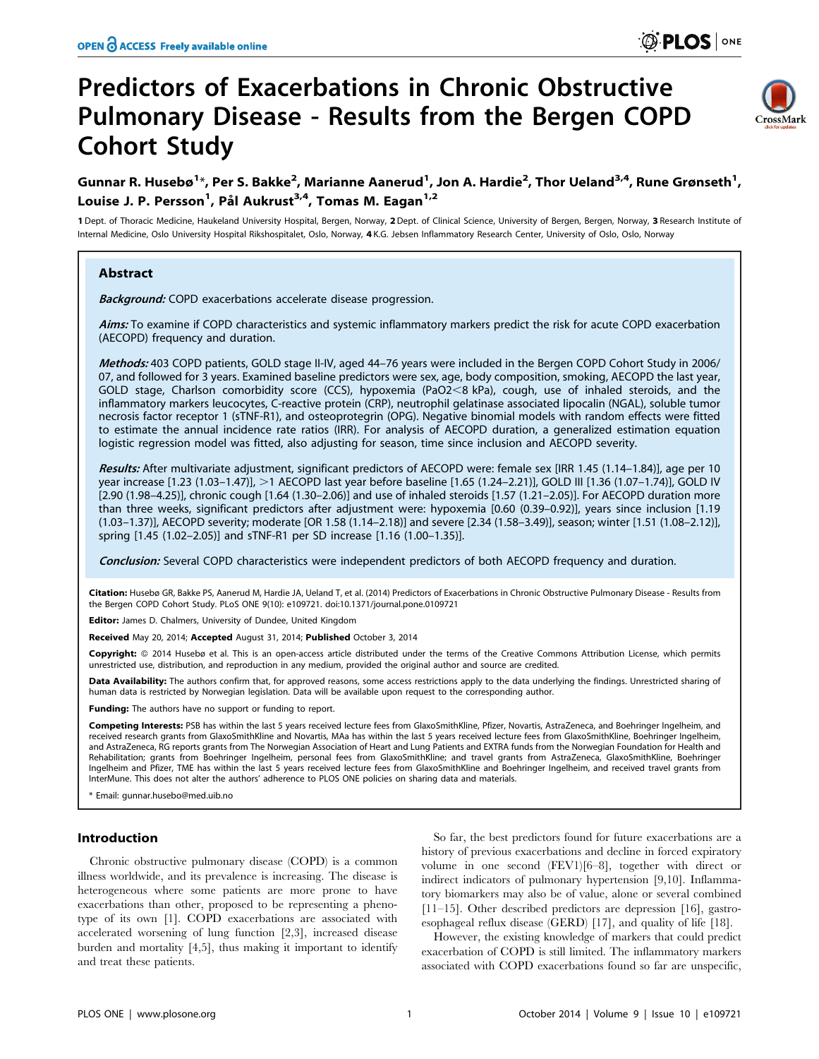# Predictors of Exacerbations in Chronic Obstructive Pulmonary Disease - Results from the Bergen COPD Cohort Study

**Gunnar R. Husebø[1]*, Per S. Bakke[2], Marianne Aanerud[1], Jon A. Hardie[2], Thor Ueland[3,4], Rune Grønseth[1], Louise J. P. Persson[1], Pål Aukrust[3,4], Tomas M. Eagan[1,2]**

1 Dept. of Thoracic Medicine, Haukeland University Hospital, Bergen, Norway, 2 Dept. of Clinical Science, University of Bergen, Bergen, Norway, 3 Research Institute of Internal Medicine, Oslo University Hospital Rikshospitalet, Oslo, Norway, 4 K.G. Jebsen Inflammatory Research Center, University of Oslo, Oslo, Norway

## Abstract

***Background:*** COPD exacerbations accelerate disease progression.

***Aims:*** To examine if COPD characteristics and systemic inflammatory markers predict the risk for acute COPD exacerbation (AECOPD) frequency and duration.

***Methods:*** 403 COPD patients, GOLD stage II-IV, aged 44–76 years were included in the Bergen COPD Cohort Study in 2006/07, and followed for 3 years. Examined baseline predictors were sex, age, body composition, smoking, AECOPD the last year, GOLD stage, Charlson comorbidity score (CCS), hypoxemia ($PaO2<8$ kPa), cough, use of inhaled steroids, and the inflammatory markers leucocytes, C-reactive protein (CRP), neutrophil gelatinase associated lipocalin (NGAL), soluble tumor necrosis factor receptor 1 (sTNF-R1), and osteoprotegrin (OPG). Negative binomial models with random effects were fitted to estimate the annual incidence rate ratios (IRR). For analysis of AECOPD duration, a generalized estimation equation logistic regression model was fitted, also adjusting for season, time since inclusion and AECOPD severity.

***Results:*** After multivariate adjustment, significant predictors of AECOPD were: female sex [IRR 1.45 (1.14–1.84)], age per 10 year increase [1.23 (1.03–1.47)], >1 AECOPD last year before baseline [1.65 (1.24–2.21)], GOLD III [1.36 (1.07–1.74)], GOLD IV [2.90 (1.98–4.25)], chronic cough [1.64 (1.30–2.06)] and use of inhaled steroids [1.57 (1.21–2.05)]. For AECOPD duration more than three weeks, significant predictors after adjustment were: hypoxemia [0.60 (0.39–0.92)], years since inclusion [1.19 (1.03–1.37)], AECOPD severity; moderate [OR 1.58 (1.14–2.18)] and severe [2.34 (1.58–3.49)], season; winter [1.51 (1.08–2.12)], spring [1.45 (1.02–2.05)] and sTNF-R1 per SD increase [1.16 (1.00–1.35)].

***Conclusion:*** Several COPD characteristics were independent predictors of both AECOPD frequency and duration.

**Citation:** Husebø GR, Bakke PS, Aanerud M, Hardie JA, Ueland T, et al. (2014) Predictors of Exacerbations in Chronic Obstructive Pulmonary Disease - Results from the Bergen COPD Cohort Study. PLoS ONE 9(10): e109721. doi:10.1371/journal.pone.0109721

**Editor:** James D. Chalmers, University of Dundee, United Kingdom

**Received** May 20, 2014; **Accepted** August 31, 2014; **Published** October 3, 2014

**Copyright:** © 2014 Husebø et al. This is an open-access article distributed under the terms of the Creative Commons Attribution License, which permits unrestricted use, distribution, and reproduction in any medium, provided the original author and source are credited.

**Data Availability:** The authors confirm that, for approved reasons, some access restrictions apply to the data underlying the findings. Unrestricted sharing of human data is restricted by Norwegian legislation. Data will be available upon request to the corresponding author.

**Funding:** The authors have no support or funding to report.

**Competing Interests:** PSB has within the last 5 years received lecture fees from GlaxoSmithKline, Pfizer, Novartis, AstraZeneca, and Boehringer Ingelheim, and received research grants from GlaxoSmithKline and Novartis, MAa has within the last 5 years received lecture fees from GlaxoSmithKline, Boehringer Ingelheim, and AstraZeneca, RG reports grants from The Norwegian Association of Heart and Lung Patients and EXTRA funds from the Norwegian Foundation for Health and Rehabilitation; grants from Boehringer Ingelheim, personal fees from GlaxoSmithKline; and travel grants from AstraZeneca, GlaxoSmithKline, Boehringer Ingelheim and Pfizer, TME has within the last 5 years received lecture fees from GlaxoSmithKline and Boehringer Ingelheim, and received travel grants from InterMune. This does not alter the authors' adherence to PLOS ONE policies on sharing data and materials.

* Email: gunnar.husebo@med.uib.no

## Introduction

Chronic obstructive pulmonary disease (COPD) is a common illness worldwide, and its prevalence is increasing. The disease is heterogeneous where some patients are more prone to have exacerbations than other, proposed to be representing a phenotype of its own [1]. COPD exacerbations are associated with accelerated worsening of lung function [2,3], increased disease burden and mortality [4,5], thus making it important to identify and treat these patients.

So far, the best predictors found for future exacerbations are a history of previous exacerbations and decline in forced expiratory volume in one second (FEV1)[6–8], together with direct or indirect indicators of pulmonary hypertension [9,10]. Inflammatory biomarkers may also be of value, alone or several combined [11–15]. Other described predictors are depression [16], gastroesophageal reflux disease (GERD) [17], and quality of life [18].

However, the existing knowledge of markers that could predict exacerbation of COPD is still limited. The inflammatory markers associated with COPD exacerbations found so far are unspecific,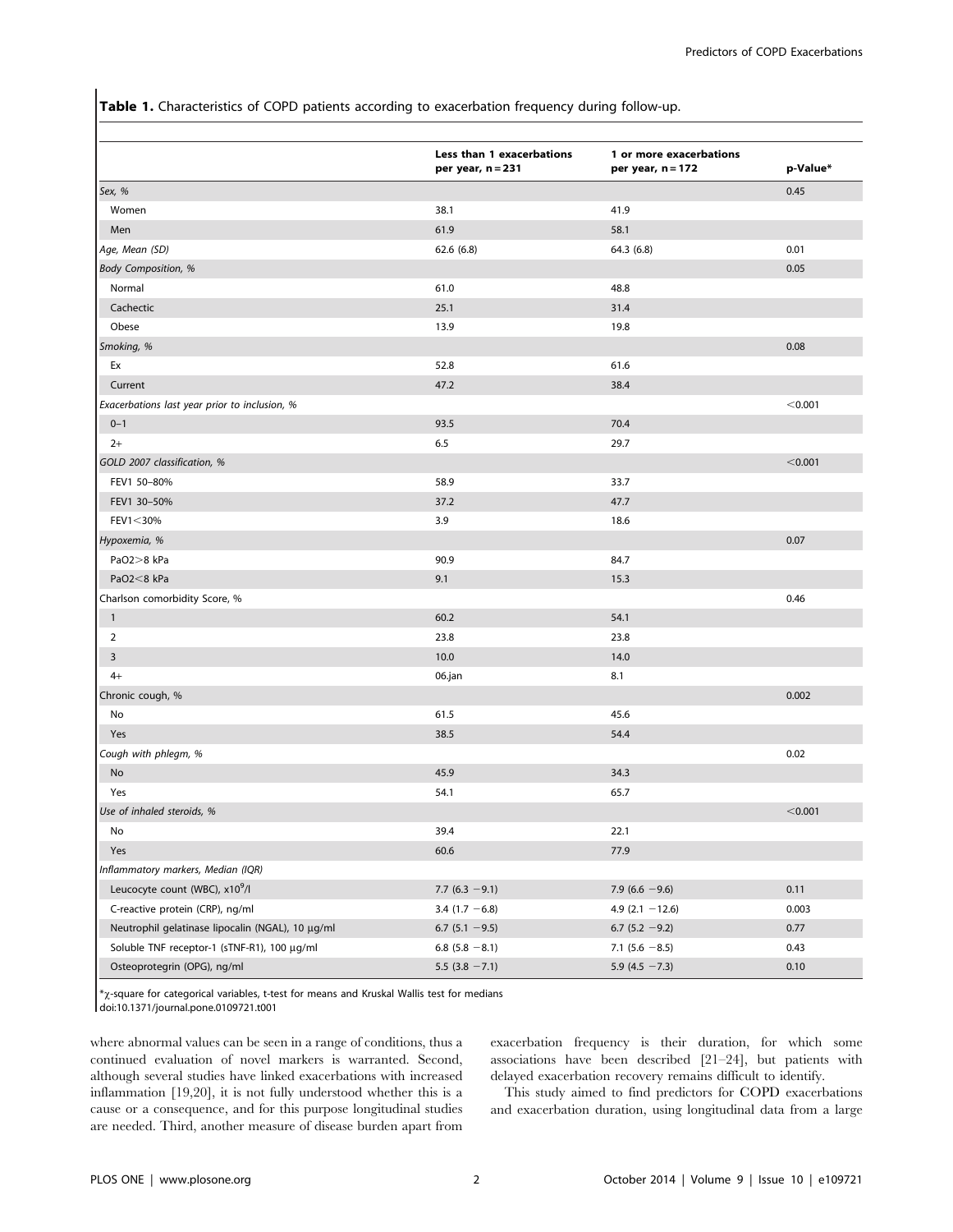**Table 1.** Characteristics of COPD patients according to exacerbation frequency during follow-up.

| | Less than 1 exacerbations per year, n = 231 | 1 or more exacerbations per year, n = 172 | p-Value* |
|---|---|---|---|
| *Sex, %* | | | 0.45 |
| Women | 38.1 | 41.9 | |
| Men | 61.9 | 58.1 | |
| *Age, Mean (SD)* | 62.6 (6.8) | 64.3 (6.8) | 0.01 |
| *Body Composition, %* | | | 0.05 |
| Normal | 61.0 | 48.8 | |
| Cachectic | 25.1 | 31.4 | |
| Obese | 13.9 | 19.8 | |
| *Smoking, %* | | | 0.08 |
| Ex | 52.8 | 61.6 | |
| Current | 47.2 | 38.4 | |
| *Exacerbations last year prior to inclusion, %* | | | <0.001 |
| 0–1 | 93.5 | 70.4 | |
| 2+ | 6.5 | 29.7 | |
| *GOLD 2007 classification, %* | | | <0.001 |
| FEV1 50–80% | 58.9 | 33.7 | |
| FEV1 30–50% | 37.2 | 47.7 | |
| FEV1<30% | 3.9 | 18.6 | |
| *Hypoxemia, %* | | | 0.07 |
| PaO2>8 kPa | 90.9 | 84.7 | |
| PaO2<8 kPa | 9.1 | 15.3 | |
| Charlson comorbidity Score, % | | | 0.46 |
| 1 | 60.2 | 54.1 | |
| 2 | 23.8 | 23.8 | |
| 3 | 10.0 | 14.0 | |
| 4+ | 06.jan | 8.1 | |
| Chronic cough, % | | | 0.002 |
| No | 61.5 | 45.6 | |
| Yes | 38.5 | 54.4 | |
| *Cough with phlegm, %* | | | 0.02 |
| No | 45.9 | 34.3 | |
| Yes | 54.1 | 65.7 | |
| *Use of inhaled steroids, %* | | | <0.001 |
| No | 39.4 | 22.1 | |
| Yes | 60.6 | 77.9 | |
| *Inflammatory markers, Median (IQR)* | | | |
| Leucocyte count (WBC), x$10^9$/l | 7.7 (6.3 −9.1) | 7.9 (6.6 −9.6) | 0.11 |
| C-reactive protein (CRP), ng/ml | 3.4 (1.7 −6.8) | 4.9 (2.1 −12.6) | 0.003 |
| Neutrophil gelatinase lipocalin (NGAL), 10 µg/ml | 6.7 (5.1 −9.5) | 6.7 (5.2 −9.2) | 0.77 |
| Soluble TNF receptor-1 (sTNF-R1), 100 µg/ml | 6.8 (5.8 −8.1) | 7.1 (5.6 −8.5) | 0.43 |
| Osteoprotegrin (OPG), ng/ml | 5.5 (3.8 −7.1) | 5.9 (4.5 −7.3) | 0.10 |

*$\chi$-square for categorical variables, t-test for means and Kruskal Wallis test for medians
doi:10.1371/journal.pone.0109721.t001

where abnormal values can be seen in a range of conditions, thus a continued evaluation of novel markers is warranted. Second, although several studies have linked exacerbations with increased inflammation [19,20], it is not fully understood whether this is a cause or a consequence, and for this purpose longitudinal studies are needed. Third, another measure of disease burden apart from exacerbation frequency is their duration, for which some associations have been described [21–24], but patients with delayed exacerbation recovery remains difficult to identify.

This study aimed to find predictors for COPD exacerbations and exacerbation duration, using longitudinal data from a large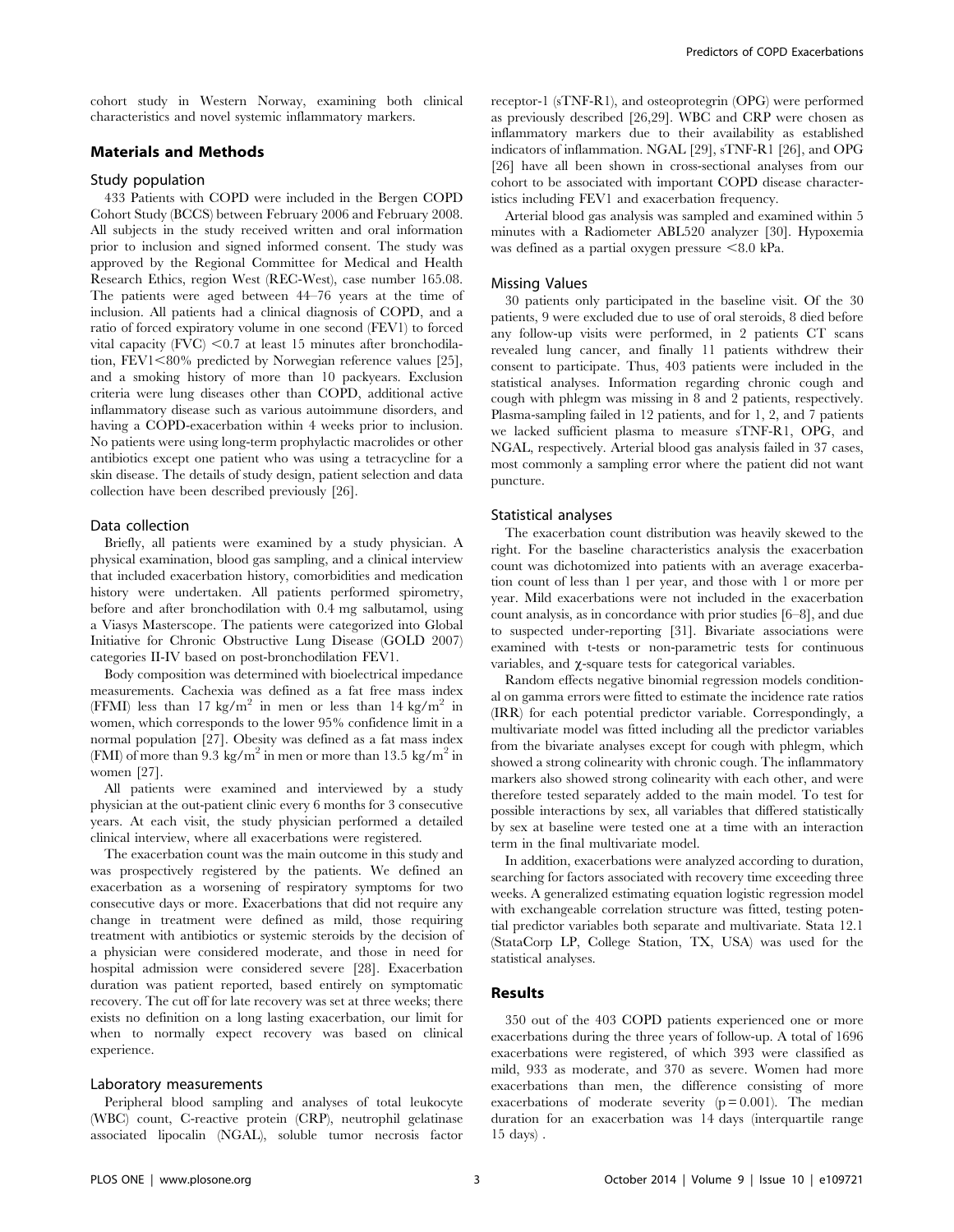cohort study in Western Norway, examining both clinical characteristics and novel systemic inflammatory markers.

## Materials and Methods

### Study population

433 Patients with COPD were included in the Bergen COPD Cohort Study (BCCS) between February 2006 and February 2008. All subjects in the study received written and oral information prior to inclusion and signed informed consent. The study was approved by the Regional Committee for Medical and Health Research Ethics, region West (REC-West), case number 165.08. The patients were aged between 44–76 years at the time of inclusion. All patients had a clinical diagnosis of COPD, and a ratio of forced expiratory volume in one second (FEV1) to forced vital capacity (FVC) <0.7 at least 15 minutes after bronchodilation, FEV1<80% predicted by Norwegian reference values [25], and a smoking history of more than 10 packyears. Exclusion criteria were lung diseases other than COPD, additional active inflammatory disease such as various autoimmune disorders, and having a COPD-exacerbation within 4 weeks prior to inclusion. No patients were using long-term prophylactic macrolides or other antibiotics except one patient who was using a tetracycline for a skin disease. The details of study design, patient selection and data collection have been described previously [26].

### Data collection

Briefly, all patients were examined by a study physician. A physical examination, blood gas sampling, and a clinical interview that included exacerbation history, comorbidities and medication history were undertaken. All patients performed spirometry, before and after bronchodilation with 0.4 mg salbutamol, using a Viasys Masterscope. The patients were categorized into Global Initiative for Chronic Obstructive Lung Disease (GOLD 2007) categories II-IV based on post-bronchodilation FEV1.

Body composition was determined with bioelectrical impedance measurements. Cachexia was defined as a fat free mass index (FFMI) less than 17 kg/m$^2$ in men or less than 14 kg/m$^2$ in women, which corresponds to the lower 95% confidence limit in a normal population [27]. Obesity was defined as a fat mass index (FMI) of more than 9.3 kg/m$^2$ in men or more than 13.5 kg/m$^2$ in women [27].

All patients were examined and interviewed by a study physician at the out-patient clinic every 6 months for 3 consecutive years. At each visit, the study physician performed a detailed clinical interview, where all exacerbations were registered.

The exacerbation count was the main outcome in this study and was prospectively registered by the patients. We defined an exacerbation as a worsening of respiratory symptoms for two consecutive days or more. Exacerbations that did not require any change in treatment were defined as mild, those requiring treatment with antibiotics or systemic steroids by the decision of a physician were considered moderate, and those in need for hospital admission were considered severe [28]. Exacerbation duration was patient reported, based entirely on symptomatic recovery. The cut off for late recovery was set at three weeks; there exists no definition on a long lasting exacerbation, our limit for when to normally expect recovery was based on clinical experience.

### Laboratory measurements

Peripheral blood sampling and analyses of total leukocyte (WBC) count, C-reactive protein (CRP), neutrophil gelatinase associated lipocalin (NGAL), soluble tumor necrosis factor receptor-1 (sTNF-R1), and osteoprotegrin (OPG) were performed as previously described [26,29]. WBC and CRP were chosen as inflammatory markers due to their availability as established indicators of inflammation. NGAL [29], sTNF-R1 [26], and OPG [26] have all been shown in cross-sectional analyses from our cohort to be associated with important COPD disease characteristics including FEV1 and exacerbation frequency.

Arterial blood gas analysis was sampled and examined within 5 minutes with a Radiometer ABL520 analyzer [30]. Hypoxemia was defined as a partial oxygen pressure <8.0 kPa.

### Missing Values

30 patients only participated in the baseline visit. Of the 30 patients, 9 were excluded due to use of oral steroids, 8 died before any follow-up visits were performed, in 2 patients CT scans revealed lung cancer, and finally 11 patients withdrew their consent to participate. Thus, 403 patients were included in the statistical analyses. Information regarding chronic cough and cough with phlegm was missing in 8 and 2 patients, respectively. Plasma-sampling failed in 12 patients, and for 1, 2, and 7 patients we lacked sufficient plasma to measure sTNF-R1, OPG, and NGAL, respectively. Arterial blood gas analysis failed in 37 cases, most commonly a sampling error where the patient did not want puncture.

### Statistical analyses

The exacerbation count distribution was heavily skewed to the right. For the baseline characteristics analysis the exacerbation count was dichotomized into patients with an average exacerbation count of less than 1 per year, and those with 1 or more per year. Mild exacerbations were not included in the exacerbation count analysis, as in concordance with prior studies [6–8], and due to suspected under-reporting [31]. Bivariate associations were examined with t-tests or non-parametric tests for continuous variables, and $\chi$-square tests for categorical variables.

Random effects negative binomial regression models conditional on gamma errors were fitted to estimate the incidence rate ratios (IRR) for each potential predictor variable. Correspondingly, a multivariate model was fitted including all the predictor variables from the bivariate analyses except for cough with phlegm, which showed a strong colinearity with chronic cough. The inflammatory markers also showed strong colinearity with each other, and were therefore tested separately added to the main model. To test for possible interactions by sex, all variables that differed statistically by sex at baseline were tested one at a time with an interaction term in the final multivariate model.

In addition, exacerbations were analyzed according to duration, searching for factors associated with recovery time exceeding three weeks. A generalized estimating equation logistic regression model with exchangeable correlation structure was fitted, testing potential predictor variables both separate and multivariate. Stata 12.1 (StataCorp LP, College Station, TX, USA) was used for the statistical analyses.

## Results

350 out of the 403 COPD patients experienced one or more exacerbations during the three years of follow-up. A total of 1696 exacerbations were registered, of which 393 were classified as mild, 933 as moderate, and 370 as severe. Women had more exacerbations than men, the difference consisting of more exacerbations of moderate severity ($p = 0.001$). The median duration for an exacerbation was 14 days (interquartile range 15 days) .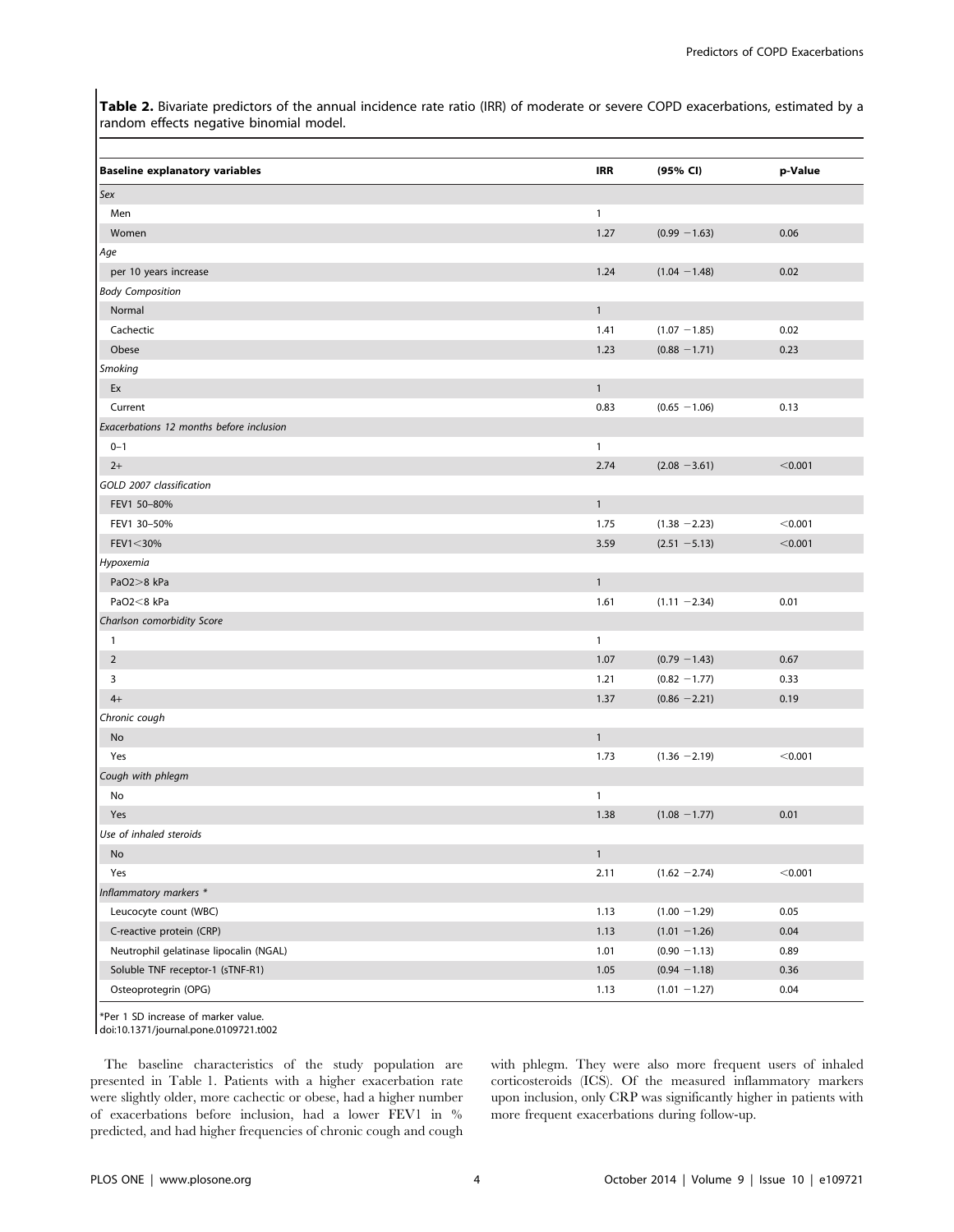**Table 2.** Bivariate predictors of the annual incidence rate ratio (IRR) of moderate or severe COPD exacerbations, estimated by a random effects negative binomial model.

| Baseline explanatory variables | IRR | (95% CI) | p-Value |
|---|---|---|---|
| *Sex* | | | |
| Men | 1 | | |
| Women | 1.27 | (0.99 −1.63) | 0.06 |
| *Age* | | | |
| per 10 years increase | 1.24 | (1.04 −1.48) | 0.02 |
| *Body Composition* | | | |
| Normal | 1 | | |
| Cachectic | 1.41 | (1.07 −1.85) | 0.02 |
| Obese | 1.23 | (0.88 −1.71) | 0.23 |
| *Smoking* | | | |
| Ex | 1 | | |
| Current | 0.83 | (0.65 −1.06) | 0.13 |
| *Exacerbations 12 months before inclusion* | | | |
| 0–1 | 1 | | |
| 2+ | 2.74 | (2.08 −3.61) | <0.001 |
| *GOLD 2007 classification* | | | |
| FEV1 50–80% | 1 | | |
| FEV1 30–50% | 1.75 | (1.38 −2.23) | <0.001 |
| FEV1<30% | 3.59 | (2.51 −5.13) | <0.001 |
| *Hypoxemia* | | | |
| PaO2>8 kPa | 1 | | |
| PaO2<8 kPa | 1.61 | (1.11 −2.34) | 0.01 |
| *Charlson comorbidity Score* | | | |
| 1 | 1 | | |
| 2 | 1.07 | (0.79 −1.43) | 0.67 |
| 3 | 1.21 | (0.82 −1.77) | 0.33 |
| 4+ | 1.37 | (0.86 −2.21) | 0.19 |
| *Chronic cough* | | | |
| No | 1 | | |
| Yes | 1.73 | (1.36 −2.19) | <0.001 |
| *Cough with phlegm* | | | |
| No | 1 | | |
| Yes | 1.38 | (1.08 −1.77) | 0.01 |
| *Use of inhaled steroids* | | | |
| No | 1 | | |
| Yes | 2.11 | (1.62 −2.74) | <0.001 |
| *Inflammatory markers \** | | | |
| Leucocyte count (WBC) | 1.13 | (1.00 −1.29) | 0.05 |
| C-reactive protein (CRP) | 1.13 | (1.01 −1.26) | 0.04 |
| Neutrophil gelatinase lipocalin (NGAL) | 1.01 | (0.90 −1.13) | 0.89 |
| Soluble TNF receptor-1 (sTNF-R1) | 1.05 | (0.94 −1.18) | 0.36 |
| Osteoprotegrin (OPG) | 1.13 | (1.01 −1.27) | 0.04 |

*Per 1 SD increase of marker value.
doi:10.1371/journal.pone.0109721.t002

The baseline characteristics of the study population are presented in Table 1. Patients with a higher exacerbation rate were slightly older, more cachectic or obese, had a higher number of exacerbations before inclusion, had a lower FEV1 in % predicted, and had higher frequencies of chronic cough and cough with phlegm. They were also more frequent users of inhaled corticosteroids (ICS). Of the measured inflammatory markers upon inclusion, only CRP was significantly higher in patients with more frequent exacerbations during follow-up.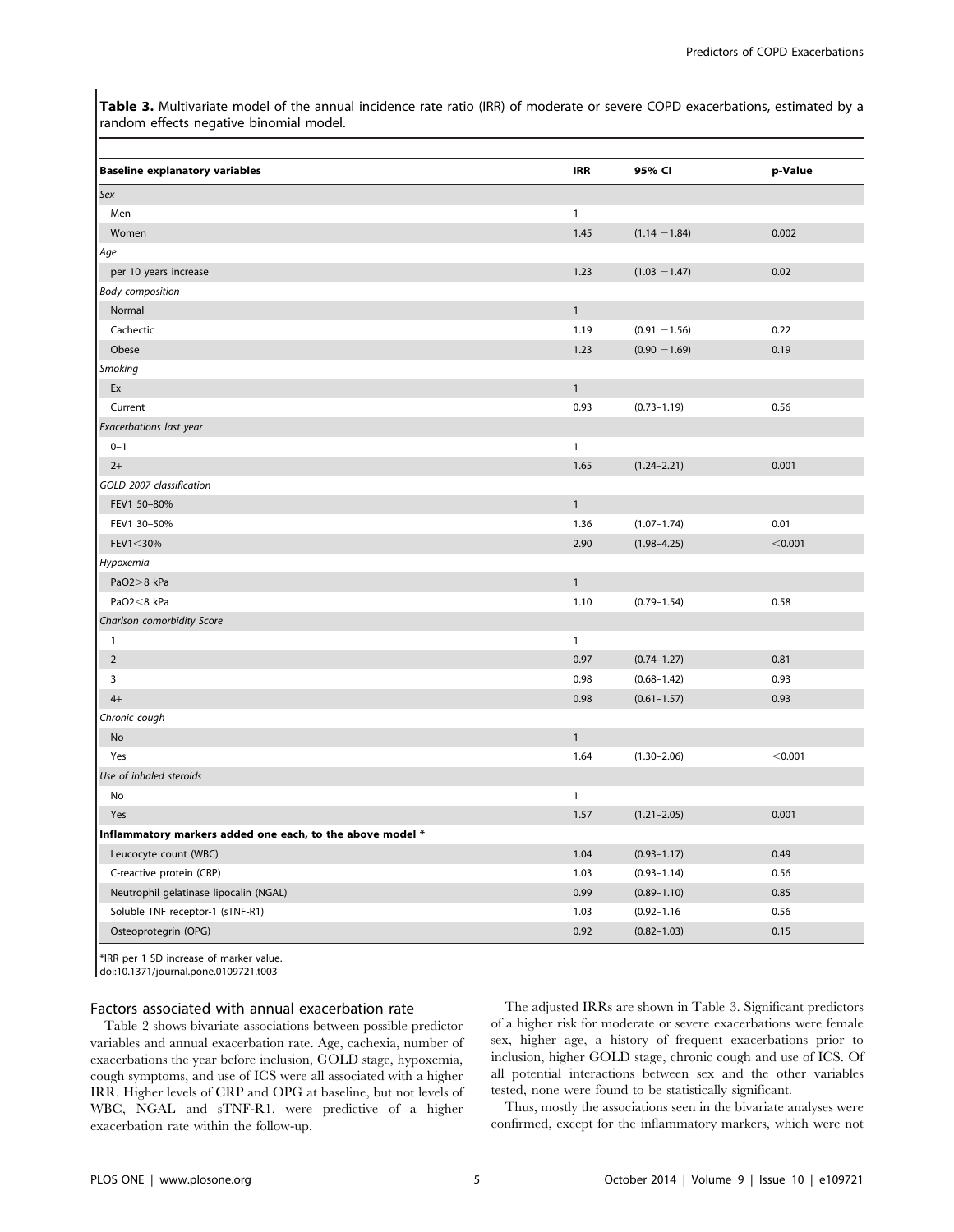**Table 3.** Multivariate model of the annual incidence rate ratio (IRR) of moderate or severe COPD exacerbations, estimated by a random effects negative binomial model.

| Baseline explanatory variables | IRR | 95% CI | p-Value |
|---|---|---|---|
| *Sex* | | | |
| Men | 1 | | |
| Women | 1.45 | (1.14 −1.84) | 0.002 |
| *Age* | | | |
| per 10 years increase | 1.23 | (1.03 −1.47) | 0.02 |
| *Body composition* | | | |
| Normal | 1 | | |
| Cachectic | 1.19 | (0.91 −1.56) | 0.22 |
| Obese | 1.23 | (0.90 −1.69) | 0.19 |
| *Smoking* | | | |
| Ex | 1 | | |
| Current | 0.93 | (0.73–1.19) | 0.56 |
| *Exacerbations last year* | | | |
| 0–1 | 1 | | |
| 2+ | 1.65 | (1.24–2.21) | 0.001 |
| *GOLD 2007 classification* | | | |
| FEV1 50–80% | 1 | | |
| FEV1 30–50% | 1.36 | (1.07–1.74) | 0.01 |
| FEV1<30% | 2.90 | (1.98–4.25) | <0.001 |
| *Hypoxemia* | | | |
| PaO2>8 kPa | 1 | | |
| PaO2<8 kPa | 1.10 | (0.79–1.54) | 0.58 |
| *Charlson comorbidity Score* | | | |
| 1 | 1 | | |
| 2 | 0.97 | (0.74–1.27) | 0.81 |
| 3 | 0.98 | (0.68–1.42) | 0.93 |
| 4+ | 0.98 | (0.61–1.57) | 0.93 |
| *Chronic cough* | | | |
| No | 1 | | |
| Yes | 1.64 | (1.30–2.06) | <0.001 |
| *Use of inhaled steroids* | | | |
| No | 1 | | |
| Yes | 1.57 | (1.21–2.05) | 0.001 |
| **Inflammatory markers added one each, to the above model *** | | | |
| Leucocyte count (WBC) | 1.04 | (0.93–1.17) | 0.49 |
| C-reactive protein (CRP) | 1.03 | (0.93–1.14) | 0.56 |
| Neutrophil gelatinase lipocalin (NGAL) | 0.99 | (0.89–1.10) | 0.85 |
| Soluble TNF receptor-1 (sTNF-R1) | 1.03 | (0.92–1.16 | 0.56 |
| Osteoprotegrin (OPG) | 0.92 | (0.82–1.03) | 0.15 |

*IRR per 1 SD increase of marker value.
doi:10.1371/journal.pone.0109721.t003

## Factors associated with annual exacerbation rate

Table 2 shows bivariate associations between possible predictor variables and annual exacerbation rate. Age, cachexia, number of exacerbations the year before inclusion, GOLD stage, hypoxemia, cough symptoms, and use of ICS were all associated with a higher IRR. Higher levels of CRP and OPG at baseline, but not levels of WBC, NGAL and sTNF-R1, were predictive of a higher exacerbation rate within the follow-up.

The adjusted IRRs are shown in Table 3. Significant predictors of a higher risk for moderate or severe exacerbations were female sex, higher age, a history of frequent exacerbations prior to inclusion, higher GOLD stage, chronic cough and use of ICS. Of all potential interactions between sex and the other variables tested, none were found to be statistically significant.

Thus, mostly the associations seen in the bivariate analyses were confirmed, except for the inflammatory markers, which were not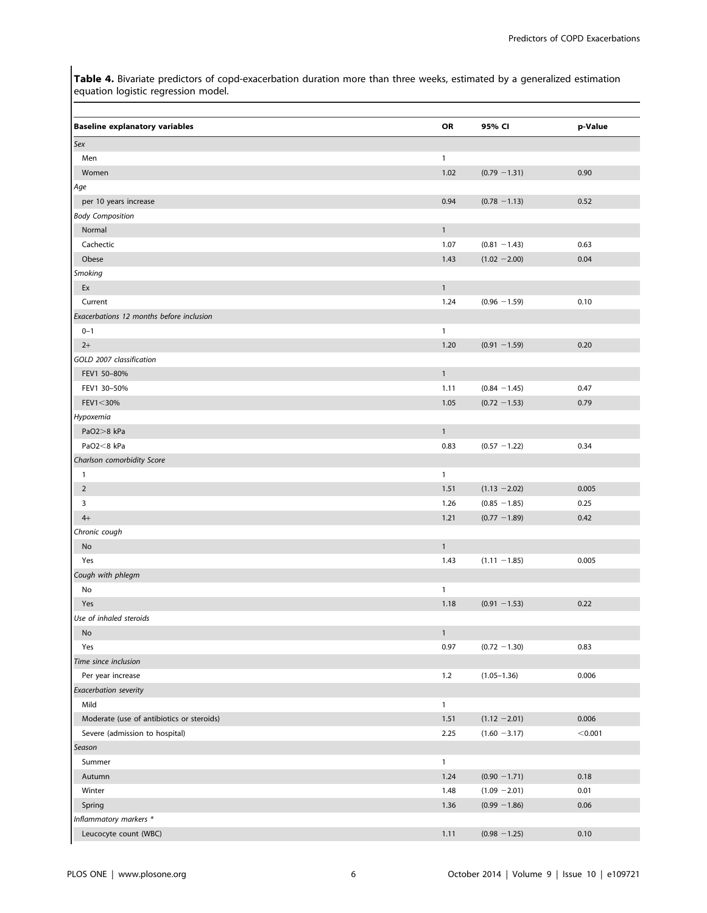**Table 4.** Bivariate predictors of copd-exacerbation duration more than three weeks, estimated by a generalized estimation equation logistic regression model.

| Baseline explanatory variables | OR | 95% CI | p-Value |
|---|---|---|---|
| *Sex* | | | |
| Men | 1 | | |
| Women | 1.02 | (0.79 −1.31) | 0.90 |
| *Age* | | | |
| per 10 years increase | 0.94 | (0.78 −1.13) | 0.52 |
| *Body Composition* | | | |
| Normal | 1 | | |
| Cachectic | 1.07 | (0.81 −1.43) | 0.63 |
| Obese | 1.43 | (1.02 −2.00) | 0.04 |
| *Smoking* | | | |
| Ex | 1 | | |
| Current | 1.24 | (0.96 −1.59) | 0.10 |
| *Exacerbations 12 months before inclusion* | | | |
| 0–1 | 1 | | |
| 2+ | 1.20 | (0.91 −1.59) | 0.20 |
| *GOLD 2007 classification* | | | |
| FEV1 50–80% | 1 | | |
| FEV1 30–50% | 1.11 | (0.84 −1.45) | 0.47 |
| FEV1<30% | 1.05 | (0.72 −1.53) | 0.79 |
| *Hypoxemia* | | | |
| PaO2>8 kPa | 1 | | |
| PaO2<8 kPa | 0.83 | (0.57 −1.22) | 0.34 |
| *Charlson comorbidity Score* | | | |
| 1 | 1 | | |
| 2 | 1.51 | (1.13 −2.02) | 0.005 |
| 3 | 1.26 | (0.85 −1.85) | 0.25 |
| 4+ | 1.21 | (0.77 −1.89) | 0.42 |
| *Chronic cough* | | | |
| No | 1 | | |
| Yes | 1.43 | (1.11 −1.85) | 0.005 |
| *Cough with phlegm* | | | |
| No | 1 | | |
| Yes | 1.18 | (0.91 −1.53) | 0.22 |
| *Use of inhaled steroids* | | | |
| No | 1 | | |
| Yes | 0.97 | (0.72 −1.30) | 0.83 |
| *Time since inclusion* | | | |
| Per year increase | 1.2 | (1.05–1.36) | 0.006 |
| *Exacerbation severity* | | | |
| Mild | 1 | | |
| Moderate (use of antibiotics or steroids) | 1.51 | (1.12 −2.01) | 0.006 |
| Severe (admission to hospital) | 2.25 | (1.60 −3.17) | <0.001 |
| *Season* | | | |
| Summer | 1 | | |
| Autumn | 1.24 | (0.90 −1.71) | 0.18 |
| Winter | 1.48 | (1.09 −2.01) | 0.01 |
| Spring | 1.36 | (0.99 −1.86) | 0.06 |
| *Inflammatory markers \** | | | |
| Leucocyte count (WBC) | 1.11 | (0.98 −1.25) | 0.10 |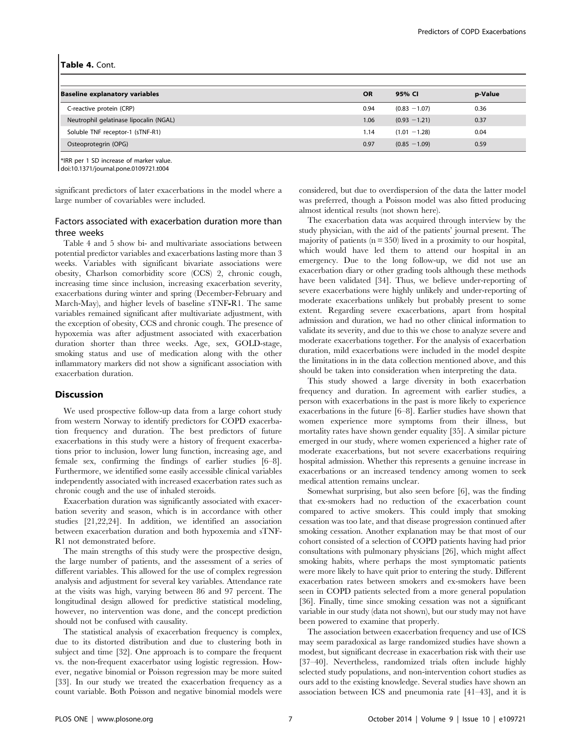**Table 4.** Cont.

| Baseline explanatory variables | OR | 95% CI | p-Value |
|---|---|---|---|
| C-reactive protein (CRP) | 0.94 | (0.83 −1.07) | 0.36 |
| Neutrophil gelatinase lipocalin (NGAL) | 1.06 | (0.93 −1.21) | 0.37 |
| Soluble TNF receptor-1 (sTNF-R1) | 1.14 | (1.01 −1.28) | 0.04 |
| Osteoprotegrin (OPG) | 0.97 | (0.85 −1.09) | 0.59 |

*IRR per 1 SD increase of marker value.
doi:10.1371/journal.pone.0109721.t004

significant predictors of later exacerbations in the model where a large number of covariables were included.

### Factors associated with exacerbation duration more than three weeks

Table 4 and 5 show bi- and multivariate associations between potential predictor variables and exacerbations lasting more than 3 weeks. Variables with significant bivariate associations were obesity, Charlson comorbidity score (CCS) 2, chronic cough, increasing time since inclusion, increasing exacerbation severity, exacerbations during winter and spring (December-February and March-May), and higher levels of baseline sTNF-R1. The same variables remained significant after multivariate adjustment, with the exception of obesity, CCS and chronic cough. The presence of hypoxemia was after adjustment associated with exacerbation duration shorter than three weeks. Age, sex, GOLD-stage, smoking status and use of medication along with the other inflammatory markers did not show a significant association with exacerbation duration.

## Discussion

We used prospective follow-up data from a large cohort study from western Norway to identify predictors for COPD exacerbation frequency and duration. The best predictors of future exacerbations in this study were a history of frequent exacerbations prior to inclusion, lower lung function, increasing age, and female sex, confirming the findings of earlier studies [6–8]. Furthermore, we identified some easily accessible clinical variables independently associated with increased exacerbation rates such as chronic cough and the use of inhaled steroids.

Exacerbation duration was significantly associated with exacerbation severity and season, which is in accordance with other studies [21,22,24]. In addition, we identified an association between exacerbation duration and both hypoxemia and sTNF-R1 not demonstrated before.

The main strengths of this study were the prospective design, the large number of patients, and the assessment of a series of different variables. This allowed for the use of complex regression analysis and adjustment for several key variables. Attendance rate at the visits was high, varying between 86 and 97 percent. The longitudinal design allowed for predictive statistical modeling, however, no intervention was done, and the concept prediction should not be confused with causality.

The statistical analysis of exacerbation frequency is complex, due to its distorted distribution and due to clustering both in subject and time [32]. One approach is to compare the frequent vs. the non-frequent exacerbator using logistic regression. However, negative binomial or Poisson regression may be more suited [33]. In our study we treated the exacerbation frequency as a count variable. Both Poisson and negative binomial models were considered, but due to overdispersion of the data the latter model was preferred, though a Poisson model was also fitted producing almost identical results (not shown here).

The exacerbation data was acquired through interview by the study physician, with the aid of the patients' journal present. The majority of patients (n = 350) lived in a proximity to our hospital, which would have led them to attend our hospital in an emergency. Due to the long follow-up, we did not use an exacerbation diary or other grading tools although these methods have been validated [34]. Thus, we believe under-reporting of severe exacerbations were highly unlikely and under-reporting of moderate exacerbations unlikely but probably present to some extent. Regarding severe exacerbations, apart from hospital admission and duration, we had no other clinical information to validate its severity, and due to this we chose to analyze severe and moderate exacerbations together. For the analysis of exacerbation duration, mild exacerbations were included in the model despite the limitations in in the data collection mentioned above, and this should be taken into consideration when interpreting the data.

This study showed a large diversity in both exacerbation frequency and duration. In agreement with earlier studies, a person with exacerbations in the past is more likely to experience exacerbations in the future [6–8]. Earlier studies have shown that women experience more symptoms from their illness, but mortality rates have shown gender equality [35]. A similar picture emerged in our study, where women experienced a higher rate of moderate exacerbations, but not severe exacerbations requiring hospital admission. Whether this represents a genuine increase in exacerbations or an increased tendency among women to seek medical attention remains unclear.

Somewhat surprising, but also seen before [6], was the finding that ex-smokers had no reduction of the exacerbation count compared to active smokers. This could imply that smoking cessation was too late, and that disease progression continued after smoking cessation. Another explanation may be that most of our cohort consisted of a selection of COPD patients having had prior consultations with pulmonary physicians [26], which might affect smoking habits, where perhaps the most symptomatic patients were more likely to have quit prior to entering the study. Different exacerbation rates between smokers and ex-smokers have been seen in COPD patients selected from a more general population [36]. Finally, time since smoking cessation was not a significant variable in our study (data not shown), but our study may not have been powered to examine that properly.

The association between exacerbation frequency and use of ICS may seem paradoxical as large randomized studies have shown a modest, but significant decrease in exacerbation risk with their use [37–40]. Nevertheless, randomized trials often include highly selected study populations, and non-intervention cohort studies as ours add to the existing knowledge. Several studies have shown an association between ICS and pneumonia rate [41–43], and it is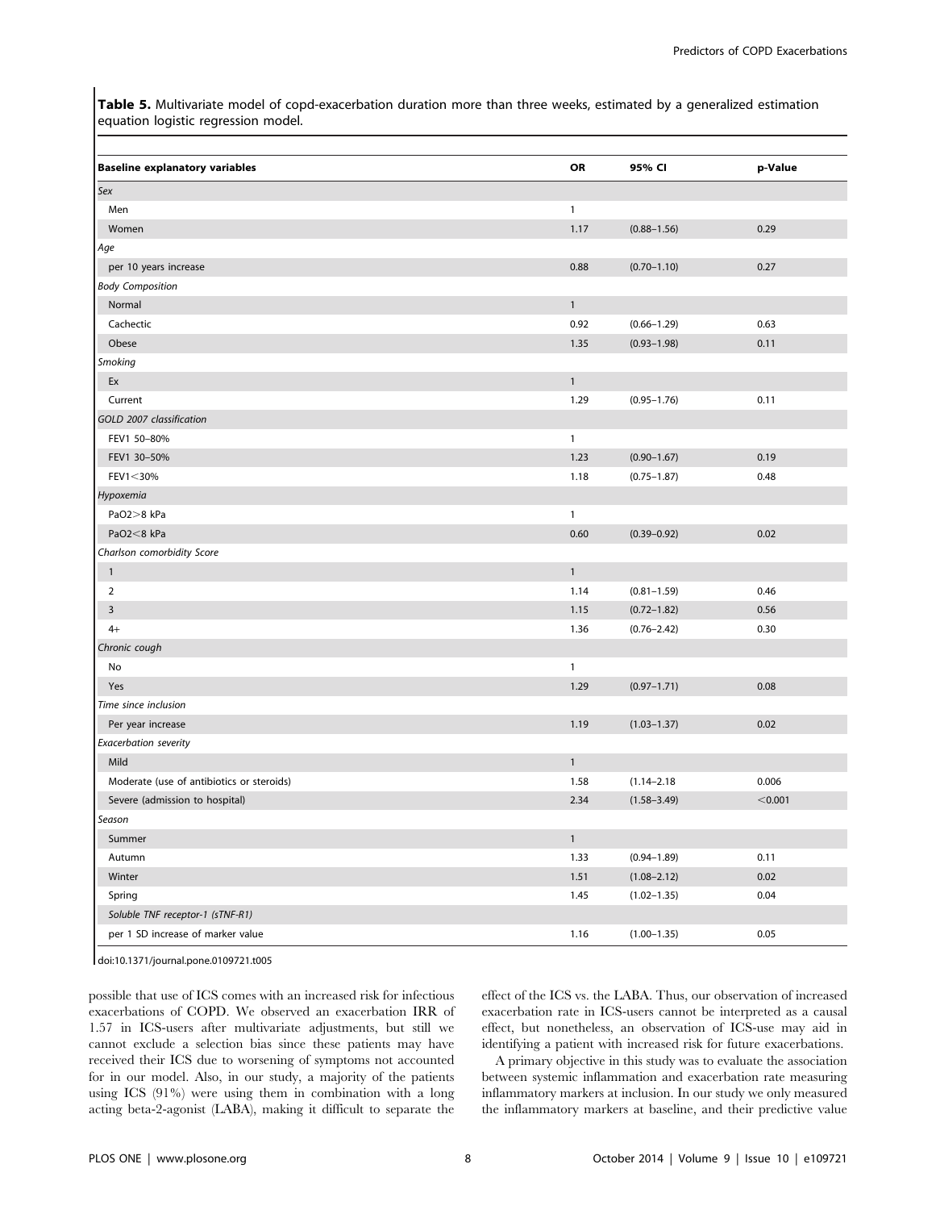**Table 5.** Multivariate model of copd-exacerbation duration more than three weeks, estimated by a generalized estimation equation logistic regression model.

| Baseline explanatory variables | OR | 95% CI | p-Value |
|---|---|---|---|
| *Sex* | | | |
| Men | 1 | | |
| Women | 1.17 | (0.88–1.56) | 0.29 |
| *Age* | | | |
| per 10 years increase | 0.88 | (0.70–1.10) | 0.27 |
| *Body Composition* | | | |
| Normal | 1 | | |
| Cachectic | 0.92 | (0.66–1.29) | 0.63 |
| Obese | 1.35 | (0.93–1.98) | 0.11 |
| *Smoking* | | | |
| Ex | 1 | | |
| Current | 1.29 | (0.95–1.76) | 0.11 |
| *GOLD 2007 classification* | | | |
| FEV1 50–80% | 1 | | |
| FEV1 30–50% | 1.23 | (0.90–1.67) | 0.19 |
| FEV1<30% | 1.18 | (0.75–1.87) | 0.48 |
| *Hypoxemia* | | | |
| PaO2>8 kPa | 1 | | |
| PaO2<8 kPa | 0.60 | (0.39–0.92) | 0.02 |
| *Charlson comorbidity Score* | | | |
| 1 | 1 | | |
| 2 | 1.14 | (0.81–1.59) | 0.46 |
| 3 | 1.15 | (0.72–1.82) | 0.56 |
| 4+ | 1.36 | (0.76–2.42) | 0.30 |
| *Chronic cough* | | | |
| No | 1 | | |
| Yes | 1.29 | (0.97–1.71) | 0.08 |
| *Time since inclusion* | | | |
| Per year increase | 1.19 | (1.03–1.37) | 0.02 |
| *Exacerbation severity* | | | |
| Mild | 1 | | |
| Moderate (use of antibiotics or steroids) | 1.58 | (1.14–2.18) | 0.006 |
| Severe (admission to hospital) | 2.34 | (1.58–3.49) | <0.001 |
| *Season* | | | |
| Summer | 1 | | |
| Autumn | 1.33 | (0.94–1.89) | 0.11 |
| Winter | 1.51 | (1.08–2.12) | 0.02 |
| Spring | 1.45 | (1.02–1.35) | 0.04 |
| *Soluble TNF receptor-1 (sTNF-R1)* | | | |
| per 1 SD increase of marker value | 1.16 | (1.00–1.35) | 0.05 |

doi:10.1371/journal.pone.0109721.t005

possible that use of ICS comes with an increased risk for infectious exacerbations of COPD. We observed an exacerbation IRR of 1.57 in ICS-users after multivariate adjustments, but still we cannot exclude a selection bias since these patients may have received their ICS due to worsening of symptoms not accounted for in our model. Also, in our study, a majority of the patients using ICS (91%) were using them in combination with a long acting beta-2-agonist (LABA), making it difficult to separate the effect of the ICS vs. the LABA. Thus, our observation of increased exacerbation rate in ICS-users cannot be interpreted as a causal effect, but nonetheless, an observation of ICS-use may aid in identifying a patient with increased risk for future exacerbations.

A primary objective in this study was to evaluate the association between systemic inflammation and exacerbation rate measuring inflammatory markers at inclusion. In our study we only measured the inflammatory markers at baseline, and their predictive value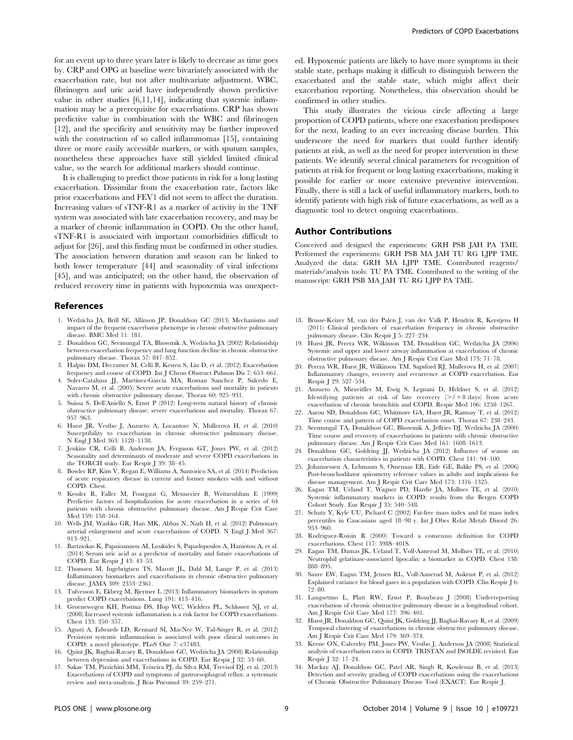for an event up to three years later is likely to decrease as time goes by. CRP and OPG at baseline were bivariately associated with the exacerbation rate, but not after multivariate adjustment. WBC, fibrinogen and uric acid have independently shown predictive value in other studies [6,11,14], indicating that systemic inflammation may be a prerequisite for exacerbations. CRP has shown predictive value in combination with the WBC and fibrinogen [12], and the specificity and sensitivity may be further improved with the construction of so called inflammomas [15], containing three or more easily accessible markers, or with sputum samples, nonetheless these approaches have still yielded limited clinical value, so the search for additional markers should continue.

It is challenging to predict those patients in risk for a long lasting exacerbation. Dissimilar from the exacerbation rate, factors like prior exacerbations and FEV1 did not seem to affect the duration. Increasing values of sTNF-R1 as a marker of activity in the TNF system was associated with late exacerbation recovery, and may be a marker of chronic inflammation in COPD. On the other hand, sTNF-R1 is associated with important comorbidities difficult to adjust for [26], and this finding must be confirmed in other studies. The association between duration and season can be linked to both lower temperature [44] and seasonality of viral infections [45], and was anticipated; on the other hand, the observation of reduced recovery time in patients with hypoxemia was unexpected. Hypoxemic patients are likely to have more symptoms in their stable state, perhaps making it difficult to distinguish between the exacerbated and the stable state, which might affect their exacerbation reporting. Nonetheless, this observation should be confirmed in other studies.

This study illustrates the vicious circle affecting a large proportion of COPD patients, where one exacerbation predisposes for the next, leading to an ever increasing disease burden. This underscore the need for markers that could further identify patients at risk, as well as the need for proper intervention in these patients. We identify several clinical parameters for recognition of patients at risk for frequent or long lasting exacerbations, making it possible for earlier or more extensive preventive intervention. Finally, there is still a lack of useful inflammatory markers, both to identify patients with high risk of future exacerbations, as well as a diagnostic tool to detect ongoing exacerbations.

## Author Contributions

Conceived and designed the experiments: GRH PSB JAH PA TME. Performed the experiments: GRH PSB MA JAH TU RG LJPP TME. Analyzed the data: GRH MA LJPP TME. Contributed reagents/materials/analysis tools: TU PA TME. Contributed to the writing of the manuscript: GRH PSB MA JAH TU RG LJPP PA TME.

## References

1. Wedzicha JA, Brill SE, Allinson JP, Donaldson GC (2013) Mechanisms and impact of the frequent exacerbator phenotype in chronic obstructive pulmonary disease. BMC Med 11: 181.
2. Donaldson GC, Seemungal TA, Bhowmik A, Wedzicha JA (2002) Relationship between exacerbation frequency and lung function decline in chronic obstructive pulmonary disease. Thorax 57: 847–852.
3. Halpin DM, Decramer M, Celli B, Kesten S, Liu D, et al. (2012) Exacerbation frequency and course of COPD. Int J Chron Obstruct Pulmon Dis 7: 653–661.
4. Soler-Cataluna JJ, Martinez-Garcia MA, Roman Sanchez P, Salcedo E, Navarro M, et al. (2005) Severe acute exacerbations and mortality in patients with chronic obstructive pulmonary disease. Thorax 60: 925–931.
5. Suissa S, Dell'Aniello S, Ernst P (2012) Long-term natural history of chronic obstructive pulmonary disease: severe exacerbations and mortality. Thorax 67: 957–963.
6. Hurst JR, Vestbo J, Anzueto A, Locantore N, Mullerova H, et al. (2010) Susceptibility to exacerbation in chronic obstructive pulmonary disease. N Engl J Med 363: 1128–1138.
7. Jenkins CR, Celli B, Anderson JA, Ferguson GT, Jones PW, et al. (2012) Seasonality and determinants of moderate and severe COPD exacerbations in the TORCH study. Eur Respir J 39: 38–45.
8. Bowler RP, Kim V, Regan E, Williams A, Santorico SA, et al. (2014) Prediction of acute respiratory disease in current and former smokers with and without COPD. Chest.
9. Kessler R, Faller M, Fourgaut G, Mennecier B, Weitzenblum E (1999) Predictive factors of hospitalization for acute exacerbation in a series of 64 patients with chronic obstructive pulmonary disease. Am J Respir Crit Care Med 159: 158–164.
10. Wells JM, Washko GR, Han MK, Abbas N, Nath H, et al. (2012) Pulmonary arterial enlargement and acute exacerbations of COPD. N Engl J Med 367: 913–921.
11. Bartziokas K, Papaioannou AI, Loukides S, Papadopoulos A, Haniotou A, et al. (2014) Serum uric acid as a predictor of mortality and future exacerbations of COPD. Eur Respir J 43: 43–53.
12. Thomsen M, Ingebrigtsen TS, Marott JL, Dahl M, Lange P, et al. (2013) Inflammatory biomarkers and exacerbations in chronic obstructive pulmonary disease. JAMA 309: 2353–2361.
13. Tufvesson E, Ekberg M, Bjermer L (2013) Inflammatory biomarkers in sputum predict COPD exacerbations. Lung 191: 413–416.
14. Groenewegen KH, Postma DS, Hop WC, Wielders PL, Schlosser NJ, et al. (2008) Increased systemic inflammation is a risk factor for COPD exacerbations. Chest 133: 350–357.
15. Agusti A, Edwards LD, Rennard SI, MacNee W, Tal-Singer R, et al. (2012) Persistent systemic inflammation is associated with poor clinical outcomes in COPD: a novel phenotype. PLoS One 7: e37483.
16. Quint JK, Baghai-Ravary R, Donaldson GC, Wedzicha JA (2008) Relationship between depression and exacerbations in COPD. Eur Respir J 32: 53–60.
17. Sakae TM, Pizzichini MM, Teixeira PJ, da Silva RM, Trevisol DJ, et al. (2013) Exacerbations of COPD and symptoms of gastroesophageal reflux: a systematic review and meta-analysis. J Bras Pneumol 39: 259–271.
18. Brusse-Keizer M, van der Palen J, van der Valk P, Hendrix R, Kerstjens H (2011) Clinical predictors of exacerbation frequency in chronic obstructive pulmonary disease. Clin Respir J 5: 227–234.
19. Hurst JR, Perera WR, Wilkinson TM, Donaldson GC, Wedzicha JA (2006) Systemic and upper and lower airway inflammation at exacerbation of chronic obstructive pulmonary disease. Am J Respir Crit Care Med 173: 71–78.
20. Perera WR, Hurst JR, Wilkinson TM, Sapsford RJ, Mullerova H, et al. (2007) Inflammatory changes, recovery and recurrence at COPD exacerbation. Eur Respir J 29: 527–534.
21. Anzueto A, Miravitlles M, Ewig S, Legnani D, Heldner S, et al. (2012) Identifying patients at risk of late recovery (>/= 8 days) from acute exacerbation of chronic bronchitis and COPD. Respir Med 106: 1258–1267.
22. Aaron SD, Donaldson GC, Whitmore GA, Hurst JR, Ramsay T, et al. (2012) Time course and pattern of COPD exacerbation onset. Thorax 67: 238–243.
23. Seemungal TA, Donaldson GC, Bhowmik A, Jeffries DJ, Wedzicha JA (2000) Time course and recovery of exacerbations in patients with chronic obstructive pulmonary disease. Am J Respir Crit Care Med 161: 1608–1613.
24. Donaldson GC, Goldring JJ, Wedzicha JA (2012) Influence of season on exacerbation characteristics in patients with COPD. Chest 141: 94–100.
25. Johannessen A, Lehmann S, Omenaas ER, Eide GE, Bakke PS, et al. (2006) Post-bronchodilator spirometry reference values in adults and implications for disease management. Am J Respir Crit Care Med 173: 1316–1325.
26. Eagan TM, Ueland T, Wagner PD, Hardie JA, Mollnes TE, et al. (2010) Systemic inflammatory markers in COPD: results from the Bergen COPD Cohort Study. Eur Respir J 35: 540–548.
27. Schutz Y, Kyle UU, Pichard C (2002) Fat-free mass index and fat mass index percentiles in Caucasians aged 18–98 y. Int J Obes Relat Metab Disord 26: 953–960.
28. Rodriguez-Roisin R (2000) Toward a consensus definition for COPD exacerbations. Chest 117: 398S–401S.
29. Eagan TM, Damas JK, Ueland T, Voll-Aanerud M, Mollnes TE, et al. (2010) Neutrophil gelatinase-associated lipocalin: a biomarker in COPD. Chest 138: 888–895.
30. Saure EW, Eagan TM, Jensen RL, Voll-Aanerud M, Aukrust P, et al. (2012) Explained variance for blood gases in a population with COPD. Clin Respir J 6: 72–80.
31. Langsetmo L, Platt RW, Ernst P, Bourbeau J (2008) Underreporting exacerbation of chronic obstructive pulmonary disease in a longitudinal cohort. Am J Respir Crit Care Med 177: 396–401.
32. Hurst JR, Donaldson GC, Quint JK, Goldring JJ, Baghai-Ravary R, et al. (2009) Temporal clustering of exacerbations in chronic obstructive pulmonary disease. Am J Respir Crit Care Med 179: 369–374.
33. Keene ON, Calverley PM, Jones PW, Vestbo J, Anderson JA (2008) Statistical analysis of exacerbation rates in COPD: TRISTAN and ISOLDE revisited. Eur Respir J 32: 17–24.
34. Mackay AJ, Donaldson GC, Patel AR, Singh R, Kowlessar B, et al. (2013) Detection and severity grading of COPD exacerbations using the exacerbations of Chronic Obstructive Pulmonary Disease Tool (EXACT). Eur Respir J.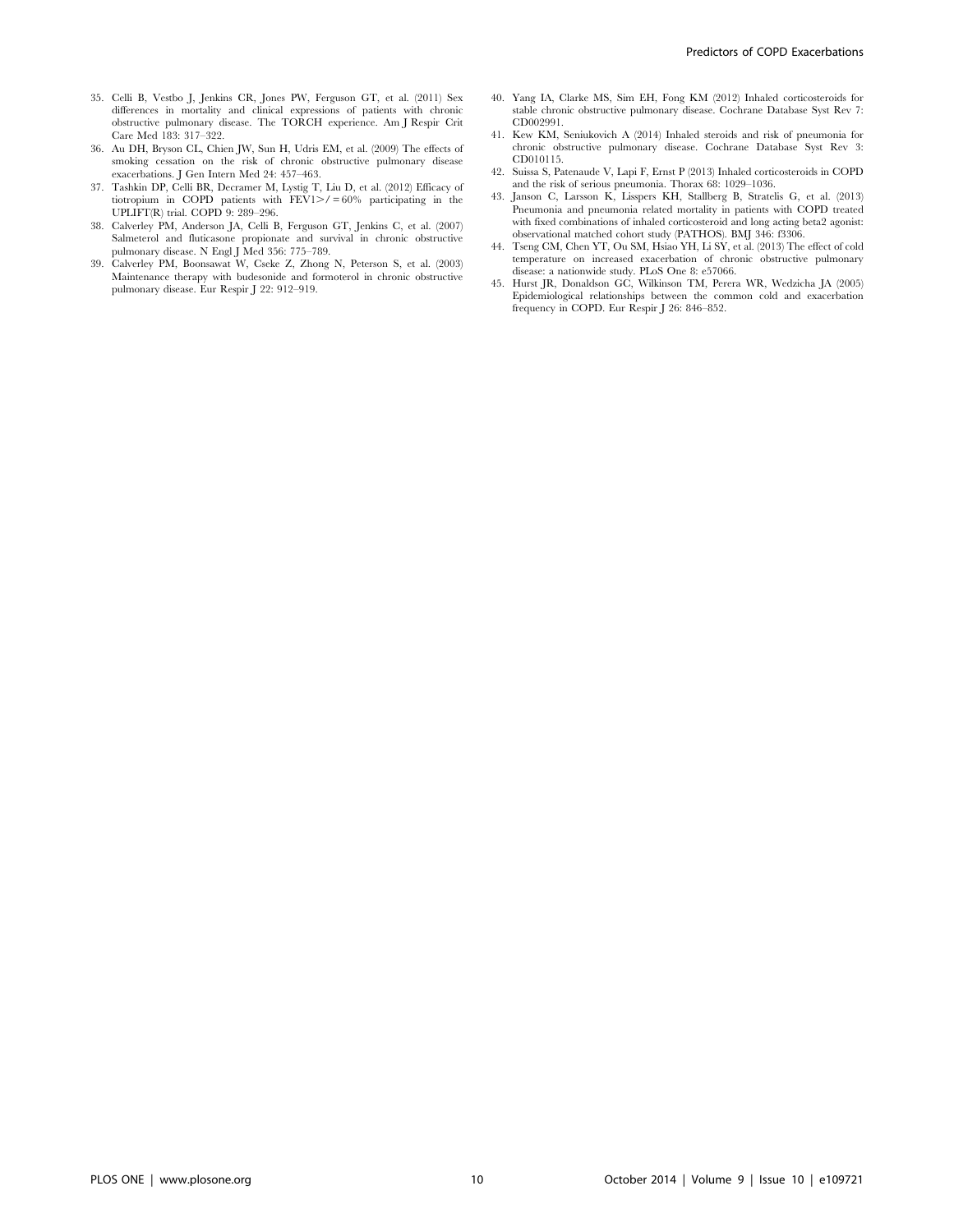35. Celli B, Vestbo J, Jenkins CR, Jones PW, Ferguson GT, et al. (2011) Sex differences in mortality and clinical expressions of patients with chronic obstructive pulmonary disease. The TORCH experience. Am J Respir Crit Care Med 183: 317–322.
36. Au DH, Bryson CL, Chien JW, Sun H, Udris EM, et al. (2009) The effects of smoking cessation on the risk of chronic obstructive pulmonary disease exacerbations. J Gen Intern Med 24: 457–463.
37. Tashkin DP, Celli BR, Decramer M, Lystig T, Liu D, et al. (2012) Efficacy of tiotropium in COPD patients with FEV1>/=60% participating in the UPLIFT(R) trial. COPD 9: 289–296.
38. Calverley PM, Anderson JA, Celli B, Ferguson GT, Jenkins C, et al. (2007) Salmeterol and fluticasone propionate and survival in chronic obstructive pulmonary disease. N Engl J Med 356: 775–789.
39. Calverley PM, Boonsawat W, Cseke Z, Zhong N, Peterson S, et al. (2003) Maintenance therapy with budesonide and formoterol in chronic obstructive pulmonary disease. Eur Respir J 22: 912–919.
40. Yang IA, Clarke MS, Sim EH, Fong KM (2012) Inhaled corticosteroids for stable chronic obstructive pulmonary disease. Cochrane Database Syst Rev 7: CD002991.
41. Kew KM, Seniukovich A (2014) Inhaled steroids and risk of pneumonia for chronic obstructive pulmonary disease. Cochrane Database Syst Rev 3: CD010115.
42. Suissa S, Patenaude V, Lapi F, Ernst P (2013) Inhaled corticosteroids in COPD and the risk of serious pneumonia. Thorax 68: 1029–1036.
43. Janson C, Larsson K, Lisspers KH, Stallberg B, Stratelis G, et al. (2013) Pneumonia and pneumonia related mortality in patients with COPD treated with fixed combinations of inhaled corticosteroid and long acting beta2 agonist: observational matched cohort study (PATHOS). BMJ 346: f3306.
44. Tseng CM, Chen YT, Ou SM, Hsiao YH, Li SY, et al. (2013) The effect of cold temperature on increased exacerbation of chronic obstructive pulmonary disease: a nationwide study. PLoS One 8: e57066.
45. Hurst JR, Donaldson GC, Wilkinson TM, Perera WR, Wedzicha JA (2005) Epidemiological relationships between the common cold and exacerbation frequency in COPD. Eur Respir J 26: 846–852.